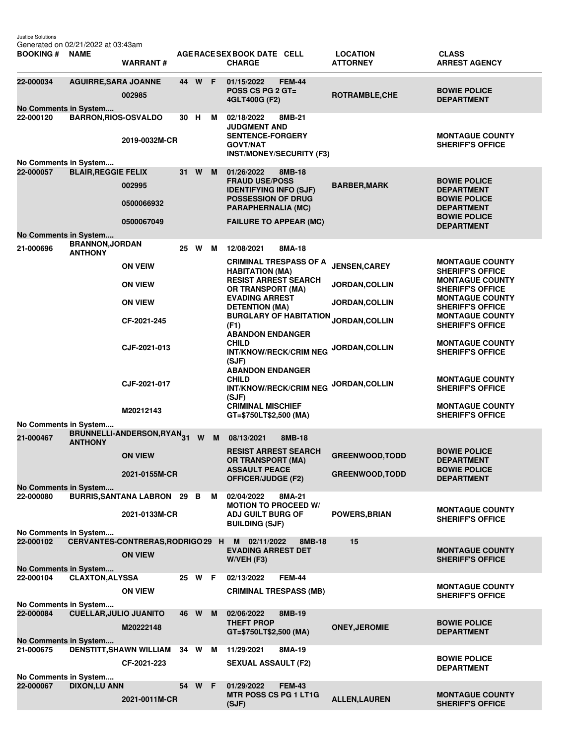Justice Solutions
Generated on 02/21/2022 at 03:43am

| BOOKING # | NAME | WARRANT # | AGE | RACE | SEX | BOOK DATE | CELL | CHARGE | LOCATION / ATTORNEY | CLASS / ARREST AGENCY |
|---|---|---|---|---|---|---|---|---|---|---|
| 22-000034 | AGUIRRE,SARA JOANNE | | 44 | W | F | 01/15/2022 | FEM-44 | | | |
| | | 002985 | | | | | | POSS CS PG 2 GT= 4GLT400G (F2) | ROTRAMBLE,CHE | BOWIE POLICE DEPARTMENT |
| No Comments in System.... | | | | | | | | | | |
| 22-000120 | BARRON,RIOS-OSVALDO | | 30 | H | M | 02/18/2022 | 8MB-21 | | | |
| | | 2019-0032M-CR | | | | | | JUDGMENT AND SENTENCE-FORGERY GOVT/NAT INST/MONEY/SECURITY (F3) | | MONTAGUE COUNTY SHERIFF'S OFFICE |
| No Comments in System.... | | | | | | | | | | |
| 22-000057 | BLAIR,REGGIE FELIX | | 31 | W | M | 01/26/2022 | 8MB-18 | | | |
| | | 002995 | | | | | | FRAUD USE/POSS IDENTIFYING INFO (SJF) | BARBER,MARK | BOWIE POLICE DEPARTMENT |
| | | 0500066932 | | | | | | POSSESSION OF DRUG PARAPHERNALIA (MC) | | BOWIE POLICE DEPARTMENT |
| | | 0500067049 | | | | | | FAILURE TO APPEAR (MC) | | BOWIE POLICE DEPARTMENT |
| No Comments in System.... | | | | | | | | | | |
| 21-000696 | BRANNON,JORDAN ANTHONY | | 25 | W | M | 12/08/2021 | 8MA-18 | | | |
| | | ON VEIW | | | | | | CRIMINAL TRESPASS OF A HABITATION (MA) | JENSEN,CAREY | MONTAGUE COUNTY SHERIFF'S OFFICE |
| | | ON VIEW | | | | | | RESIST ARREST SEARCH OR TRANSPORT (MA) | JORDAN,COLLIN | MONTAGUE COUNTY SHERIFF'S OFFICE |
| | | ON VIEW | | | | | | EVADING ARREST DETENTION (MA) | JORDAN,COLLIN | MONTAGUE COUNTY SHERIFF'S OFFICE |
| | | CF-2021-245 | | | | | | BURGLARY OF HABITATION (F1) | JORDAN,COLLIN | MONTAGUE COUNTY SHERIFF'S OFFICE |
| | | CJF-2021-013 | | | | | | ABANDON ENDANGER CHILD INT/KNOW/RECK/CRIM NEG (SJF) | JORDAN,COLLIN | MONTAGUE COUNTY SHERIFF'S OFFICE |
| | | CJF-2021-017 | | | | | | ABANDON ENDANGER CHILD INT/KNOW/RECK/CRIM NEG (SJF) | JORDAN,COLLIN | MONTAGUE COUNTY SHERIFF'S OFFICE |
| | | M20212143 | | | | | | CRIMINAL MISCHIEF GT=$750LT$2,500 (MA) | | MONTAGUE COUNTY SHERIFF'S OFFICE |
| No Comments in System.... | | | | | | | | | | |
| 21-000467 | BRUNNELLI-ANDERSON,RYAN ANTHONY | | 31 | W | M | 08/13/2021 | 8MB-18 | | | |
| | | ON VIEW | | | | | | RESIST ARREST SEARCH OR TRANSPORT (MA) | GREENWOOD,TODD | BOWIE POLICE DEPARTMENT |
| | | 2021-0155M-CR | | | | | | ASSAULT PEACE OFFICER/JUDGE (F2) | GREENWOOD,TODD | BOWIE POLICE DEPARTMENT |
| No Comments in System.... | | | | | | | | | | |
| 22-000080 | BURRIS,SANTANA LABRON | | 29 | B | M | 02/04/2022 | 8MA-21 | | | |
| | | 2021-0133M-CR | | | | | | MOTION TO PROCEED W/ ADJ GUILT BURG OF BUILDING (SJF) | POWERS,BRIAN | MONTAGUE COUNTY SHERIFF'S OFFICE |
| No Comments in System.... | | | | | | | | | | |
| 22-000102 | CERVANTES-CONTRERAS,RODRIGO | | 29 | H | M | 02/11/2022 | 8MB-18 | | 15 | |
| | | ON VIEW | | | | | | EVADING ARREST DET W/VEH (F3) | | MONTAGUE COUNTY SHERIFF'S OFFICE |
| No Comments in System.... | | | | | | | | | | |
| 22-000104 | CLAXTON,ALYSSA | | 25 | W | F | 02/13/2022 | FEM-44 | | | |
| | | ON VIEW | | | | | | CRIMINAL TRESPASS (MB) | | MONTAGUE COUNTY SHERIFF'S OFFICE |
| No Comments in System.... | | | | | | | | | | |
| 22-000084 | CUELLAR,JULIO JUANITO | | 46 | W | M | 02/06/2022 | 8MB-19 | | | |
| | | M20222148 | | | | | | THEFT PROP GT=$750LT$2,500 (MA) | ONEY,JEROMIE | BOWIE POLICE DEPARTMENT |
| No Comments in System.... | | | | | | | | | | |
| 21-000675 | DENSTITT,SHAWN WILLIAM | | 34 | W | M | 11/29/2021 | 8MA-19 | | | |
| | | CF-2021-223 | | | | | | SEXUAL ASSAULT (F2) | | BOWIE POLICE DEPARTMENT |
| No Comments in System.... | | | | | | | | | | |
| 22-000067 | DIXON,LU ANN | | 54 | W | F | 01/29/2022 | FEM-43 | | | |
| | | 2021-0011M-CR | | | | | | MTR POSS CS PG 1 LT1G (SJF) | ALLEN,LAUREN | MONTAGUE COUNTY SHERIFF'S OFFICE |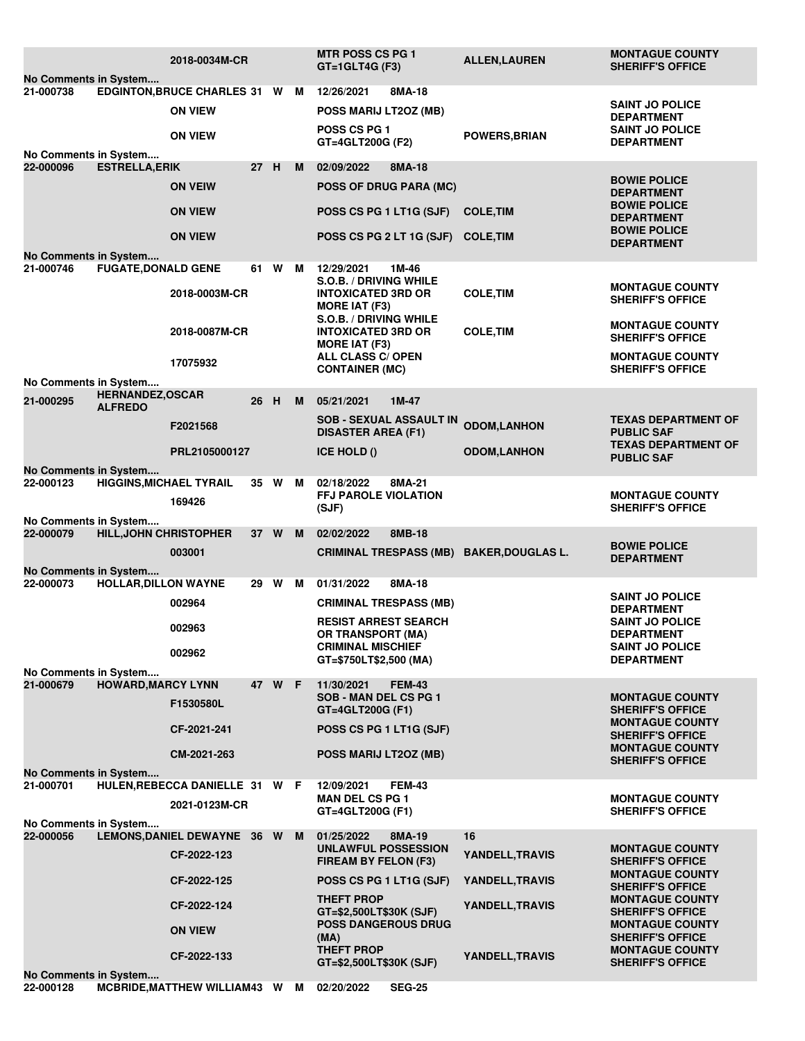| Booking No | Name | Warrant/Reference | Age | Race | Sex | Date / Charge | Officer | Agency |
|---|---|---|---|---|---|---|---|---|
| | | 2018-0034M-CR | | | | MTR POSS CS PG 1 GT=1GLT4G (F3) | ALLEN,LAUREN | MONTAGUE COUNTY SHERIFF'S OFFICE |
| No Comments in System.... | | | | | | | | |
| 21-000738 | EDGINTON,BRUCE CHARLES | | 31 | W | M | 12/26/2021 8MA-18 | | |
| | | ON VIEW | | | | POSS MARIJ LT2OZ (MB) | | SAINT JO POLICE DEPARTMENT |
| | | ON VIEW | | | | POSS CS PG 1 GT=4GLT200G (F2) | POWERS,BRIAN | SAINT JO POLICE DEPARTMENT |
| No Comments in System.... | | | | | | | | |
| 22-000096 | ESTRELLA,ERIK | | 27 | H | M | 02/09/2022 8MA-18 | | |
| | | ON VEIW | | | | POSS OF DRUG PARA (MC) | | BOWIE POLICE DEPARTMENT |
| | | ON VIEW | | | | POSS CS PG 1 LT1G (SJF) | COLE,TIM | BOWIE POLICE DEPARTMENT |
| | | ON VIEW | | | | POSS CS PG 2 LT 1G (SJF) | COLE,TIM | BOWIE POLICE DEPARTMENT |
| No Comments in System.... | | | | | | | | |
| 21-000746 | FUGATE,DONALD GENE | | 61 | W | M | 12/29/2021 1M-46 | | |
| | | 2018-0003M-CR | | | | S.O.B. / DRIVING WHILE INTOXICATED 3RD OR MORE IAT (F3) | COLE,TIM | MONTAGUE COUNTY SHERIFF'S OFFICE |
| | | 2018-0087M-CR | | | | S.O.B. / DRIVING WHILE INTOXICATED 3RD OR MORE IAT (F3) | COLE,TIM | MONTAGUE COUNTY SHERIFF'S OFFICE |
| | | 17075932 | | | | ALL CLASS C/ OPEN CONTAINER (MC) | | MONTAGUE COUNTY SHERIFF'S OFFICE |
| No Comments in System.... | | | | | | | | |
| 21-000295 | HERNANDEZ,OSCAR ALFREDO | | 26 | H | M | 05/21/2021 1M-47 | | |
| | | F2021568 | | | | SOB - SEXUAL ASSAULT IN DISASTER AREA (F1) | ODOM,LANHON | TEXAS DEPARTMENT OF PUBLIC SAF |
| | | PRL2105000127 | | | | ICE HOLD () | ODOM,LANHON | TEXAS DEPARTMENT OF PUBLIC SAF |
| No Comments in System.... | | | | | | | | |
| 22-000123 | HIGGINS,MICHAEL TYRAIL | | 35 | W | M | 02/18/2022 8MA-21 | | |
| | | 169426 | | | | FFJ PAROLE VIOLATION (SJF) | | MONTAGUE COUNTY SHERIFF'S OFFICE |
| No Comments in System.... | | | | | | | | |
| 22-000079 | HILL,JOHN CHRISTOPHER | | 37 | W | M | 02/02/2022 8MB-18 | | |
| | | 003001 | | | | CRIMINAL TRESPASS (MB) | BAKER,DOUGLAS L. | BOWIE POLICE DEPARTMENT |
| No Comments in System.... | | | | | | | | |
| 22-000073 | HOLLAR,DILLON WAYNE | | 29 | W | M | 01/31/2022 8MA-18 | | |
| | | 002964 | | | | CRIMINAL TRESPASS (MB) | | SAINT JO POLICE DEPARTMENT |
| | | 002963 | | | | RESIST ARREST SEARCH OR TRANSPORT (MA) | | SAINT JO POLICE DEPARTMENT |
| | | 002962 | | | | CRIMINAL MISCHIEF GT=$750LT$2,500 (MA) | | SAINT JO POLICE DEPARTMENT |
| No Comments in System.... | | | | | | | | |
| 21-000679 | HOWARD,MARCY LYNN | | 47 | W | F | 11/30/2021 FEM-43 | | |
| | | F1530580L | | | | SOB - MAN DEL CS PG 1 GT=4GLT200G (F1) | | MONTAGUE COUNTY SHERIFF'S OFFICE |
| | | CF-2021-241 | | | | POSS CS PG 1 LT1G (SJF) | | MONTAGUE COUNTY SHERIFF'S OFFICE |
| | | CM-2021-263 | | | | POSS MARIJ LT2OZ (MB) | | MONTAGUE COUNTY SHERIFF'S OFFICE |
| No Comments in System.... | | | | | | | | |
| 21-000701 | HULEN,REBECCA DANIELLE | | 31 | W | F | 12/09/2021 FEM-43 | | |
| | | 2021-0123M-CR | | | | MAN DEL CS PG 1 GT=4GLT200G (F1) | | MONTAGUE COUNTY SHERIFF'S OFFICE |
| No Comments in System.... | | | | | | | | |
| 22-000056 | LEMONS,DANIEL DEWAYNE | | 36 | W | M | 01/25/2022 8MA-19 | 16 | |
| | | CF-2022-123 | | | | UNLAWFUL POSSESSION FIEARM BY FELON (F3) | YANDELL,TRAVIS | MONTAGUE COUNTY SHERIFF'S OFFICE |
| | | CF-2022-125 | | | | POSS CS PG 1 LT1G (SJF) | YANDELL,TRAVIS | MONTAGUE COUNTY SHERIFF'S OFFICE |
| | | CF-2022-124 | | | | THEFT PROP GT=$2,500LT$30K (SJF) | YANDELL,TRAVIS | MONTAGUE COUNTY SHERIFF'S OFFICE |
| | | ON VIEW | | | | POSS DANGEROUS DRUG (MA) | | MONTAGUE COUNTY SHERIFF'S OFFICE |
| | | CF-2022-133 | | | | THEFT PROP GT=$2,500LT$30K (SJF) | YANDELL,TRAVIS | MONTAGUE COUNTY SHERIFF'S OFFICE |
| No Comments in System.... | | | | | | | | |
| 22-000128 | MCBRIDE,MATTHEW WILLIAM | | 43 | W | M | 02/20/2022 SEG-25 | | |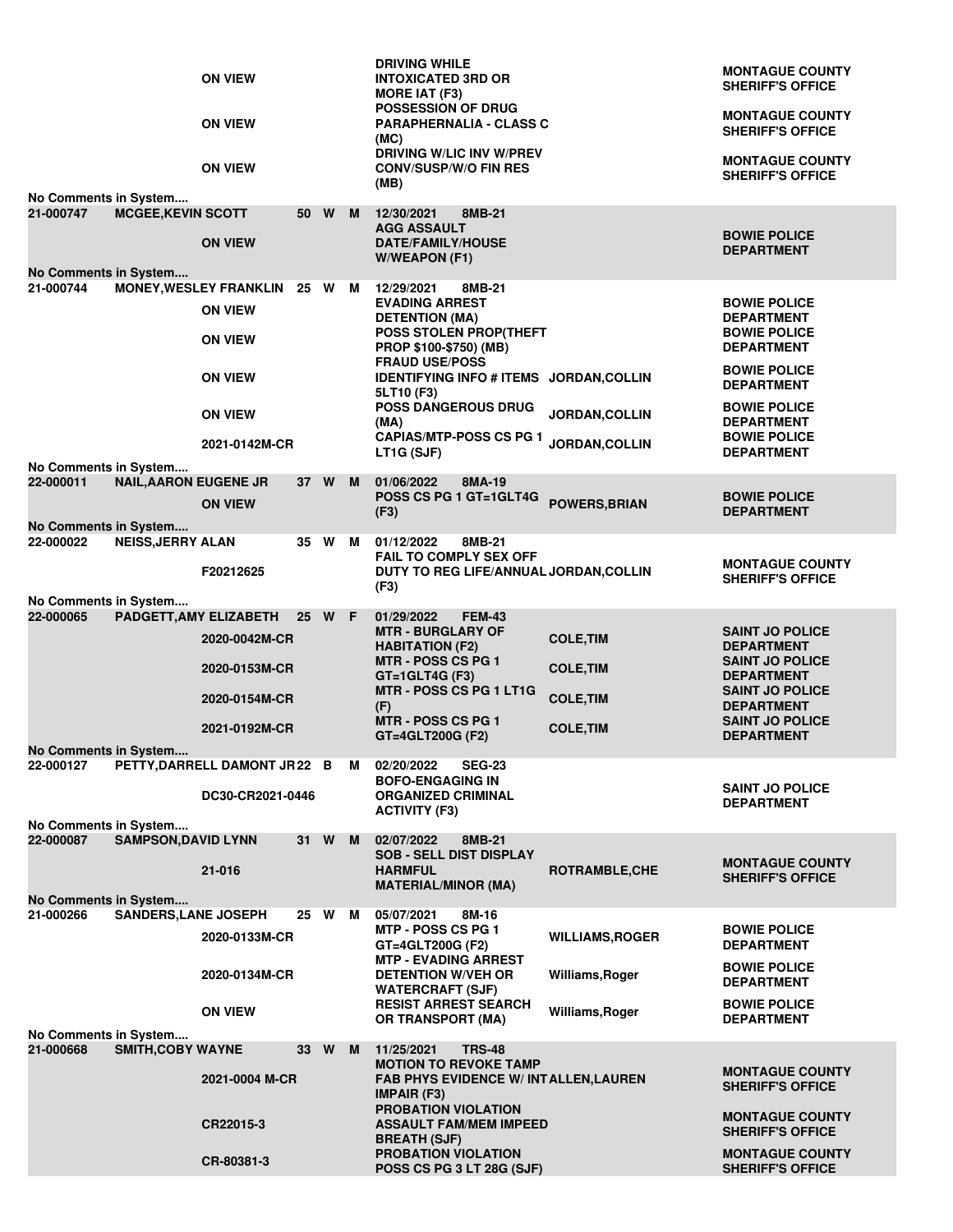| Booking # | Name | Warrant/Case | Race/Sex | | Date / Charge | Judge | Agency |
|---|---|---|---|---|---|---|---|
| | | ON VIEW | | | DRIVING WHILE INTOXICATED 3RD OR MORE IAT (F3) | | MONTAGUE COUNTY SHERIFF'S OFFICE |
| | | ON VIEW | | | POSSESSION OF DRUG PARAPHERNALIA - CLASS C (MC) | | MONTAGUE COUNTY SHERIFF'S OFFICE |
| | | ON VIEW | | | DRIVING W/LIC INV W/PREV CONV/SUSP/W/O FIN RES (MB) | | MONTAGUE COUNTY SHERIFF'S OFFICE |
| No Comments in System.... | | | | | | | |
| 21-000747 | MCGEE,KEVIN SCOTT | | 50 W | M | 12/30/2021 8MB-21 | | |
| | | ON VIEW | | | AGG ASSAULT DATE/FAMILY/HOUSE W/WEAPON (F1) | | BOWIE POLICE DEPARTMENT |
| No Comments in System.... | | | | | | | |
| 21-000744 | MONEY,WESLEY FRANKLIN | | 25 W | M | 12/29/2021 8MB-21 | | |
| | | ON VIEW | | | EVADING ARREST DETENTION (MA) | | BOWIE POLICE DEPARTMENT |
| | | ON VIEW | | | POSS STOLEN PROP(THEFT PROP $100-$750) (MB) | | BOWIE POLICE DEPARTMENT |
| | | ON VIEW | | | FRAUD USE/POSS IDENTIFYING INFO # ITEMS 5LT10 (F3) | JORDAN,COLLIN | BOWIE POLICE DEPARTMENT |
| | | ON VIEW | | | POSS DANGEROUS DRUG (MA) | JORDAN,COLLIN | BOWIE POLICE DEPARTMENT |
| | | 2021-0142M-CR | | | CAPIAS/MTP-POSS CS PG 1 LT1G (SJF) | JORDAN,COLLIN | BOWIE POLICE DEPARTMENT |
| No Comments in System.... | | | | | | | |
| 22-000011 | NAIL,AARON EUGENE JR | | 37 W | M | 01/06/2022 8MA-19 | | |
| | | ON VIEW | | | POSS CS PG 1 GT=1GLT4G (F3) | POWERS,BRIAN | BOWIE POLICE DEPARTMENT |
| No Comments in System.... | | | | | | | |
| 22-000022 | NEISS,JERRY ALAN | | 35 W | M | 01/12/2022 8MB-21 | | |
| | | F20212625 | | | FAIL TO COMPLY SEX OFF DUTY TO REG LIFE/ANNUAL (F3) | JORDAN,COLLIN | MONTAGUE COUNTY SHERIFF'S OFFICE |
| No Comments in System.... | | | | | | | |
| 22-000065 | PADGETT,AMY ELIZABETH | | 25 W | F | 01/29/2022 FEM-43 | | |
| | | 2020-0042M-CR | | | MTR - BURGLARY OF HABITATION (F2) | COLE,TIM | SAINT JO POLICE DEPARTMENT |
| | | 2020-0153M-CR | | | MTR - POSS CS PG 1 GT=1GLT4G (F3) | COLE,TIM | SAINT JO POLICE DEPARTMENT |
| | | 2020-0154M-CR | | | MTR - POSS CS PG 1 LT1G (F) | COLE,TIM | SAINT JO POLICE DEPARTMENT |
| | | 2021-0192M-CR | | | MTR - POSS CS PG 1 GT=4GLT200G (F2) | COLE,TIM | SAINT JO POLICE DEPARTMENT |
| No Comments in System.... | | | | | | | |
| 22-000127 | PETTY,DARRELL DAMONT JR | | 22 B | M | 02/20/2022 SEG-23 | | |
| | | DC30-CR2021-0446 | | | BOFO-ENGAGING IN ORGANIZED CRIMINAL ACTIVITY (F3) | | SAINT JO POLICE DEPARTMENT |
| No Comments in System.... | | | | | | | |
| 22-000087 | SAMPSON,DAVID LYNN | | 31 W | M | 02/07/2022 8MB-21 | | |
| | | 21-016 | | | SOB - SELL DIST DISPLAY HARMFUL MATERIAL/MINOR (MA) | ROTRAMBLE,CHE | MONTAGUE COUNTY SHERIFF'S OFFICE |
| No Comments in System.... | | | | | | | |
| 21-000266 | SANDERS,LANE JOSEPH | | 25 W | M | 05/07/2021 8M-16 | | |
| | | 2020-0133M-CR | | | MTP - POSS CS PG 1 GT=4GLT200G (F2) | WILLIAMS,ROGER | BOWIE POLICE DEPARTMENT |
| | | 2020-0134M-CR | | | MTP - EVADING ARREST DETENTION W/VEH OR WATERCRAFT (SJF) | Williams,Roger | BOWIE POLICE DEPARTMENT |
| | | ON VIEW | | | RESIST ARREST SEARCH OR TRANSPORT (MA) | Williams,Roger | BOWIE POLICE DEPARTMENT |
| No Comments in System.... | | | | | | | |
| 21-000668 | SMITH,COBY WAYNE | | 33 W | M | 11/25/2021 TRS-48 | | |
| | | 2021-0004 M-CR | | | MOTION TO REVOKE TAMP FAB PHYS EVIDENCE W/ INT IMPAIR (F3) | ALLEN,LAUREN | MONTAGUE COUNTY SHERIFF'S OFFICE |
| | | CR22015-3 | | | PROBATION VIOLATION ASSAULT FAM/MEM IMPEED BREATH (SJF) | | MONTAGUE COUNTY SHERIFF'S OFFICE |
| | | CR-80381-3 | | | PROBATION VIOLATION POSS CS PG 3 LT 28G (SJF) | | MONTAGUE COUNTY SHERIFF'S OFFICE |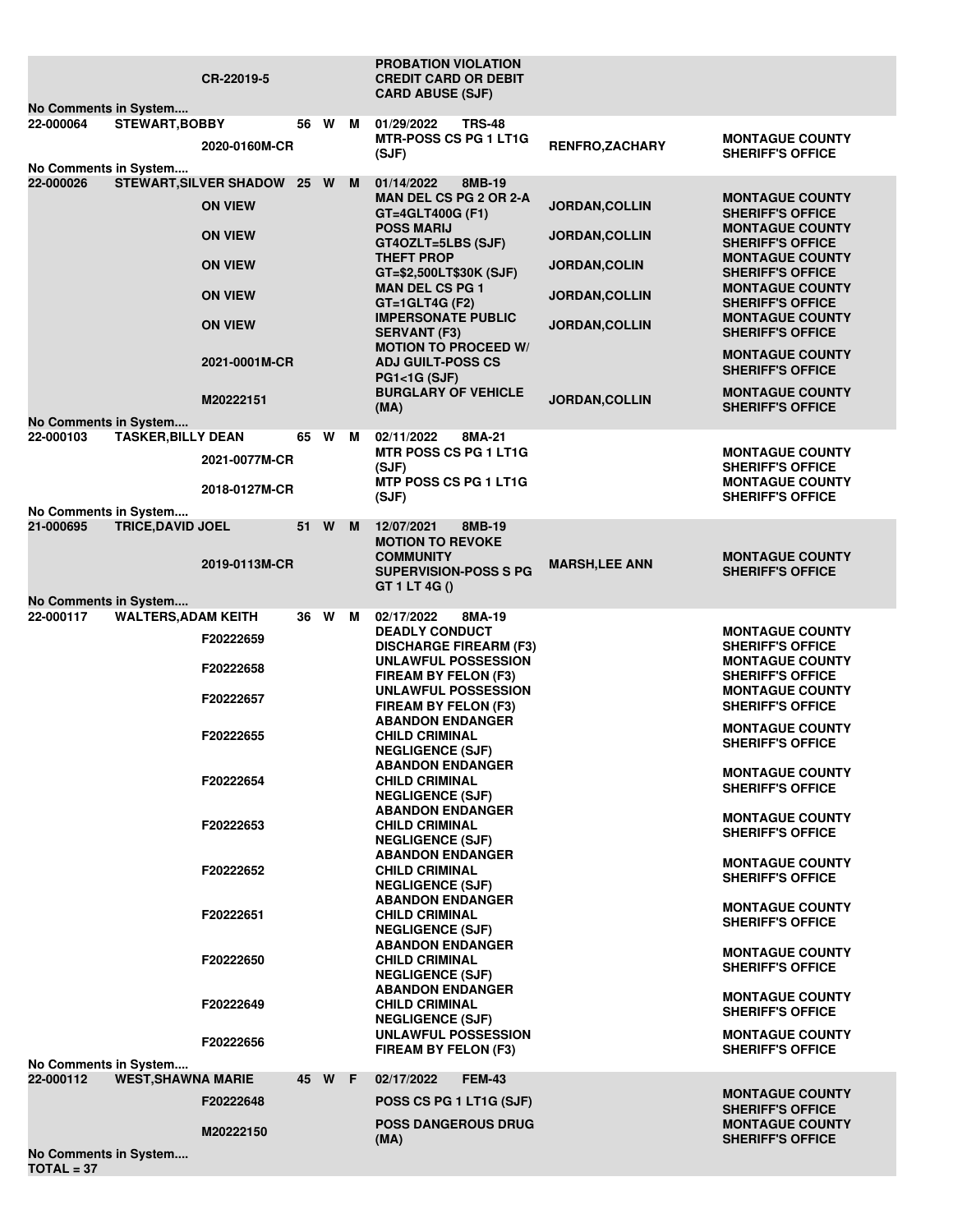| | | | | | | | | |
|---|---|---|---|---|---|---|---|---|
| | | CR-22019-5 | | | | PROBATION VIOLATION CREDIT CARD OR DEBIT CARD ABUSE (SJF) | | |
| No Comments in System.... | | | | | | | | |
| 22-000064 | STEWART,BOBBY | | 56 | W | M | 01/29/2022 TRS-48 | | |
| | | 2020-0160M-CR | | | | MTR-POSS CS PG 1 LT1G (SJF) | RENFRO,ZACHARY | MONTAGUE COUNTY SHERIFF'S OFFICE |
| No Comments in System.... | | | | | | | | |
| 22-000026 | STEWART,SILVER SHADOW | | 25 | W | M | 01/14/2022 8MB-19 | | |
| | | ON VIEW | | | | MAN DEL CS PG 2 OR 2-A GT=4GLT400G (F1) | JORDAN,COLLIN | MONTAGUE COUNTY SHERIFF'S OFFICE |
| | | ON VIEW | | | | POSS MARIJ GT4OZLT=5LBS (SJF) | JORDAN,COLLIN | MONTAGUE COUNTY SHERIFF'S OFFICE |
| | | ON VIEW | | | | THEFT PROP GT=$2,500LT$30K (SJF) | JORDAN,COLIN | MONTAGUE COUNTY SHERIFF'S OFFICE |
| | | ON VIEW | | | | MAN DEL CS PG 1 GT=1GLT4G (F2) | JORDAN,COLLIN | MONTAGUE COUNTY SHERIFF'S OFFICE |
| | | ON VIEW | | | | IMPERSONATE PUBLIC SERVANT (F3) | JORDAN,COLLIN | MONTAGUE COUNTY SHERIFF'S OFFICE |
| | | 2021-0001M-CR | | | | MOTION TO PROCEED W/ ADJ GUILT-POSS CS PG1<1G (SJF) | | MONTAGUE COUNTY SHERIFF'S OFFICE |
| | | M20222151 | | | | BURGLARY OF VEHICLE (MA) | JORDAN,COLLIN | MONTAGUE COUNTY SHERIFF'S OFFICE |
| No Comments in System.... | | | | | | | | |
| 22-000103 | TASKER,BILLY DEAN | | 65 | W | M | 02/11/2022 8MA-21 | | |
| | | 2021-0077M-CR | | | | MTR POSS CS PG 1 LT1G (SJF) | | MONTAGUE COUNTY SHERIFF'S OFFICE |
| | | 2018-0127M-CR | | | | MTP POSS CS PG 1 LT1G (SJF) | | MONTAGUE COUNTY SHERIFF'S OFFICE |
| No Comments in System.... | | | | | | | | |
| 21-000695 | TRICE,DAVID JOEL | | 51 | W | M | 12/07/2021 8MB-19 | | |
| | | 2019-0113M-CR | | | | MOTION TO REVOKE COMMUNITY SUPERVISION-POSS S PG GT 1 LT 4G () | MARSH,LEE ANN | MONTAGUE COUNTY SHERIFF'S OFFICE |
| No Comments in System.... | | | | | | | | |
| 22-000117 | WALTERS,ADAM KEITH | | 36 | W | M | 02/17/2022 8MA-19 | | |
| | | F20222659 | | | | DEADLY CONDUCT DISCHARGE FIREARM (F3) | | MONTAGUE COUNTY SHERIFF'S OFFICE |
| | | F20222658 | | | | UNLAWFUL POSSESSION FIREAM BY FELON (F3) | | MONTAGUE COUNTY SHERIFF'S OFFICE |
| | | F20222657 | | | | UNLAWFUL POSSESSION FIREAM BY FELON (F3) | | MONTAGUE COUNTY SHERIFF'S OFFICE |
| | | F20222655 | | | | ABANDON ENDANGER CHILD CRIMINAL NEGLIGENCE (SJF) | | MONTAGUE COUNTY SHERIFF'S OFFICE |
| | | F20222654 | | | | ABANDON ENDANGER CHILD CRIMINAL NEGLIGENCE (SJF) | | MONTAGUE COUNTY SHERIFF'S OFFICE |
| | | F20222653 | | | | ABANDON ENDANGER CHILD CRIMINAL NEGLIGENCE (SJF) | | MONTAGUE COUNTY SHERIFF'S OFFICE |
| | | F20222652 | | | | ABANDON ENDANGER CHILD CRIMINAL NEGLIGENCE (SJF) | | MONTAGUE COUNTY SHERIFF'S OFFICE |
| | | F20222651 | | | | ABANDON ENDANGER CHILD CRIMINAL NEGLIGENCE (SJF) | | MONTAGUE COUNTY SHERIFF'S OFFICE |
| | | F20222650 | | | | ABANDON ENDANGER CHILD CRIMINAL NEGLIGENCE (SJF) | | MONTAGUE COUNTY SHERIFF'S OFFICE |
| | | F20222649 | | | | ABANDON ENDANGER CHILD CRIMINAL NEGLIGENCE (SJF) | | MONTAGUE COUNTY SHERIFF'S OFFICE |
| | | F20222656 | | | | UNLAWFUL POSSESSION FIREAM BY FELON (F3) | | MONTAGUE COUNTY SHERIFF'S OFFICE |
| No Comments in System.... | | | | | | | | |
| 22-000112 | WEST,SHAWNA MARIE | | 45 | W | F | 02/17/2022 FEM-43 | | |
| | | F20222648 | | | | POSS CS PG 1 LT1G (SJF) | | MONTAGUE COUNTY SHERIFF'S OFFICE |
| | | M20222150 | | | | POSS DANGEROUS DRUG (MA) | | MONTAGUE COUNTY SHERIFF'S OFFICE |
| No Comments in System.... | | | | | | | | |

TOTAL = 37